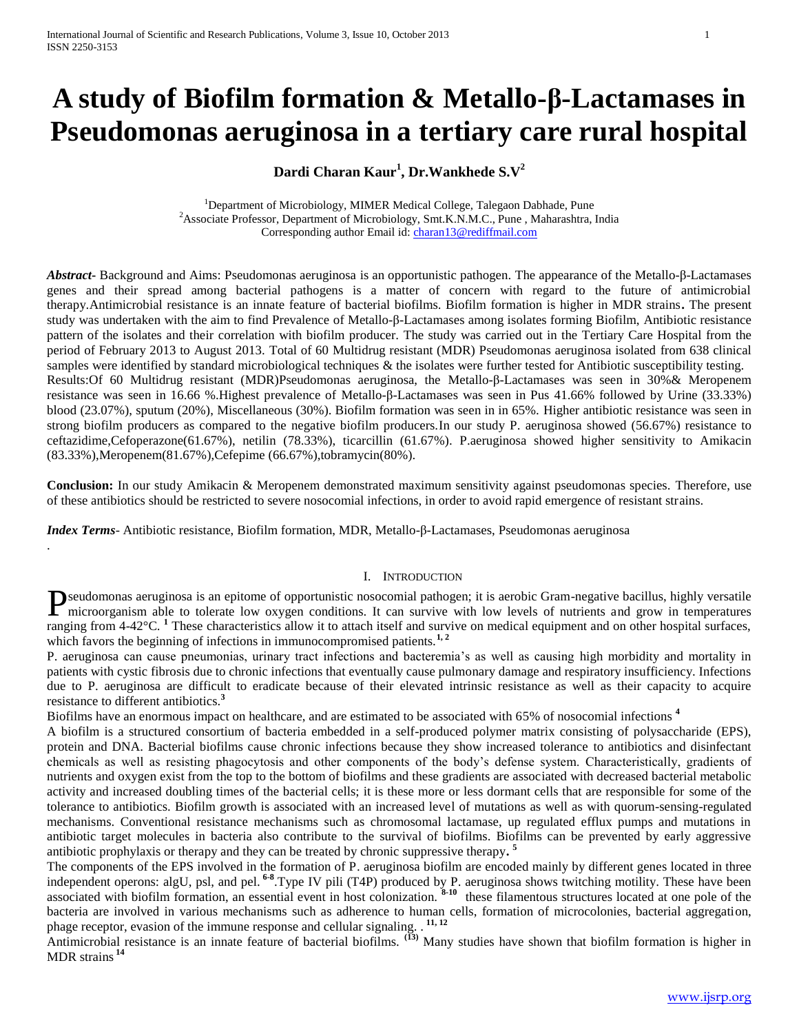# A study of Biofilm formation & Metallo-β-Lactamases in Pseudomonas aeruginosa in a tertiary care rural hospital

**Dardi Charan Kaur[1], Dr.Wankhede S.V[2]**

[1]Department of Microbiology, MIMER Medical College, Talegaon Dabhade, Pune
[2]Associate Professor, Department of Microbiology, Smt.K.N.M.C., Pune , Maharashtra, India
Corresponding author Email id: charan13@rediffmail.com

***Abstract***- Background and Aims: Pseudomonas aeruginosa is an opportunistic pathogen. The appearance of the Metallo-β-Lactamases genes and their spread among bacterial pathogens is a matter of concern with regard to the future of antimicrobial therapy.Antimicrobial resistance is an innate feature of bacterial biofilms. Biofilm formation is higher in MDR strains**.** The present study was undertaken with the aim to find Prevalence of Metallo-β-Lactamases among isolates forming Biofilm, Antibiotic resistance pattern of the isolates and their correlation with biofilm producer. The study was carried out in the Tertiary Care Hospital from the period of February 2013 to August 2013. Total of 60 Multidrug resistant (MDR) Pseudomonas aeruginosa isolated from 638 clinical samples were identified by standard microbiological techniques & the isolates were further tested for Antibiotic susceptibility testing.
Results:Of 60 Multidrug resistant (MDR)Pseudomonas aeruginosa, the Metallo-β-Lactamases was seen in 30%& Meropenem resistance was seen in 16.66 %.Highest prevalence of Metallo-β-Lactamases was seen in Pus 41.66% followed by Urine (33.33%) blood (23.07%), sputum (20%), Miscellaneous (30%). Biofilm formation was seen in in 65%. Higher antibiotic resistance was seen in strong biofilm producers as compared to the negative biofilm producers.In our study P. aeruginosa showed (56.67%) resistance to ceftazidime,Cefoperazone(61.67%), netilin (78.33%), ticarcillin (61.67%). P.aeruginosa showed higher sensitivity to Amikacin (83.33%),Meropenem(81.67%),Cefepime (66.67%),tobramycin(80%).

**Conclusion:** In our study Amikacin & Meropenem demonstrated maximum sensitivity against pseudomonas species. Therefore, use of these antibiotics should be restricted to severe nosocomial infections, in order to avoid rapid emergence of resistant strains.

***Index Terms***- Antibiotic resistance, Biofilm formation, MDR, Metallo-β-Lactamases, Pseudomonas aeruginosa

.

## I. Introduction

Pseudomonas aeruginosa is an epitome of opportunistic nosocomial pathogen; it is aerobic Gram-negative bacillus, highly versatile microorganism able to tolerate low oxygen conditions. It can survive with low levels of nutrients and grow in temperatures ranging from 4-42°C. [1] These characteristics allow it to attach itself and survive on medical equipment and on other hospital surfaces, which favors the beginning of infections in immunocompromised patients. [1, 2]

P. aeruginosa can cause pneumonias, urinary tract infections and bacteremia's as well as causing high morbidity and mortality in patients with cystic fibrosis due to chronic infections that eventually cause pulmonary damage and respiratory insufficiency. Infections due to P. aeruginosa are difficult to eradicate because of their elevated intrinsic resistance as well as their capacity to acquire resistance to different antibiotics.[3]

Biofilms have an enormous impact on healthcare, and are estimated to be associated with 65% of nosocomial infections [4]

A biofilm is a structured consortium of bacteria embedded in a self-produced polymer matrix consisting of polysaccharide (EPS), protein and DNA. Bacterial biofilms cause chronic infections because they show increased tolerance to antibiotics and disinfectant chemicals as well as resisting phagocytosis and other components of the body's defense system. Characteristically, gradients of nutrients and oxygen exist from the top to the bottom of biofilms and these gradients are associated with decreased bacterial metabolic activity and increased doubling times of the bacterial cells; it is these more or less dormant cells that are responsible for some of the tolerance to antibiotics. Biofilm growth is associated with an increased level of mutations as well as with quorum-sensing-regulated mechanisms. Conventional resistance mechanisms such as chromosomal lactamase, up regulated efflux pumps and mutations in antibiotic target molecules in bacteria also contribute to the survival of biofilms. Biofilms can be prevented by early aggressive antibiotic prophylaxis or therapy and they can be treated by chronic suppressive therapy**.** [5]

The components of the EPS involved in the formation of P. aeruginosa biofilm are encoded mainly by different genes located in three independent operons: algU, psl, and pel. [6-8].Type IV pili (T4P) produced by P. aeruginosa shows twitching motility. These have been associated with biofilm formation, an essential event in host colonization. [8-10] these filamentous structures located at one pole of the bacteria are involved in various mechanisms such as adherence to human cells, formation of microcolonies, bacterial aggregation, phage receptor, evasion of the immune response and cellular signaling. . [11, 12]

Antimicrobial resistance is an innate feature of bacterial biofilms. [(13)] Many studies have shown that biofilm formation is higher in MDR strains [14]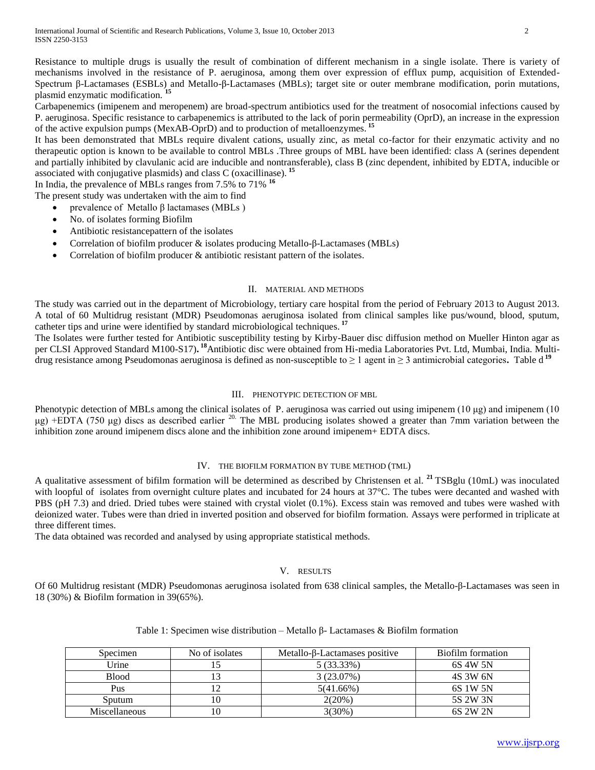Resistance to multiple drugs is usually the result of combination of different mechanism in a single isolate. There is variety of mechanisms involved in the resistance of P. aeruginosa, among them over expression of efflux pump, acquisition of Extended-Spectrum β-Lactamases (ESBLs) and Metallo-β-Lactamases (MBLs); target site or outer membrane modification, porin mutations, plasmid enzymatic modification. [15]

Carbapenemics (imipenem and meropenem) are broad-spectrum antibiotics used for the treatment of nosocomial infections caused by P. aeruginosa. Specific resistance to carbapenemics is attributed to the lack of porin permeability (OprD), an increase in the expression of the active expulsion pumps (MexAB-OprD) and to production of metalloenzymes. [15]

It has been demonstrated that MBLs require divalent cations, usually zinc, as metal co-factor for their enzymatic activity and no therapeutic option is known to be available to control MBLs .Three groups of MBL have been identified: class A (serines dependent and partially inhibited by clavulanic acid are inducible and nontransferable), class B (zinc dependent, inhibited by EDTA, inducible or associated with conjugative plasmids) and class C (oxacillinase). [15]

In India, the prevalence of MBLs ranges from 7.5% to 71% [16]

The present study was undertaken with the aim to find

- prevalence of Metallo β lactamases (MBLs )
- No. of isolates forming Biofilm
- Antibiotic resistancepattern of the isolates
- Correlation of biofilm producer & isolates producing Metallo-β-Lactamases (MBLs)
- Correlation of biofilm producer & antibiotic resistant pattern of the isolates.

## II. MATERIAL AND METHODS

The study was carried out in the department of Microbiology, tertiary care hospital from the period of February 2013 to August 2013. A total of 60 Multidrug resistant (MDR) Pseudomonas aeruginosa isolated from clinical samples like pus/wound, blood, sputum, catheter tips and urine were identified by standard microbiological techniques. [17]

The Isolates were further tested for Antibiotic susceptibility testing by Kirby-Bauer disc diffusion method on Mueller Hinton agar as per CLSI Approved Standard M100-S17). [18] Antibiotic disc were obtained from Hi-media Laboratories Pvt. Ltd, Mumbai, India. Multi-drug resistance among Pseudomonas aeruginosa is defined as non-susceptible to ≥ 1 agent in ≥ 3 antimicrobial categories. Table d [19]

## III. PHENOTYPIC DETECTION OF MBL

Phenotypic detection of MBLs among the clinical isolates of P. aeruginosa was carried out using imipenem (10 μg) and imipenem (10 μg) +EDTA (750 μg) discs as described earlier [20]. The MBL producing isolates showed a greater than 7mm variation between the inhibition zone around imipenem discs alone and the inhibition zone around imipenem+ EDTA discs.

## IV. THE BIOFILM FORMATION BY TUBE METHOD (TML)

A qualitative assessment of bifilm formation will be determined as described by Christensen et al. [21] TSBglu (10mL) was inoculated with loopful of isolates from overnight culture plates and incubated for 24 hours at 37°C. The tubes were decanted and washed with PBS (pH 7.3) and dried. Dried tubes were stained with crystal violet (0.1%). Excess stain was removed and tubes were washed with deionized water. Tubes were than dried in inverted position and observed for biofilm formation. Assays were performed in triplicate at three different times.

The data obtained was recorded and analysed by using appropriate statistical methods.

## V. RESULTS

Of 60 Multidrug resistant (MDR) Pseudomonas aeruginosa isolated from 638 clinical samples, the Metallo-β-Lactamases was seen in 18 (30%) & Biofilm formation in 39(65%).

Table 1: Specimen wise distribution – Metallo β- Lactamases & Biofilm formation

| Specimen | No of isolates | Metallo-β-Lactamases positive | Biofilm formation |
|---|---|---|---|
| Urine | 15 | 5 (33.33%) | 6S 4W 5N |
| Blood | 13 | 3 (23.07%) | 4S 3W 6N |
| Pus | 12 | 5(41.66%) | 6S 1W 5N |
| Sputum | 10 | 2(20%) | 5S 2W 3N |
| Miscellaneous | 10 | 3(30%) | 6S 2W 2N |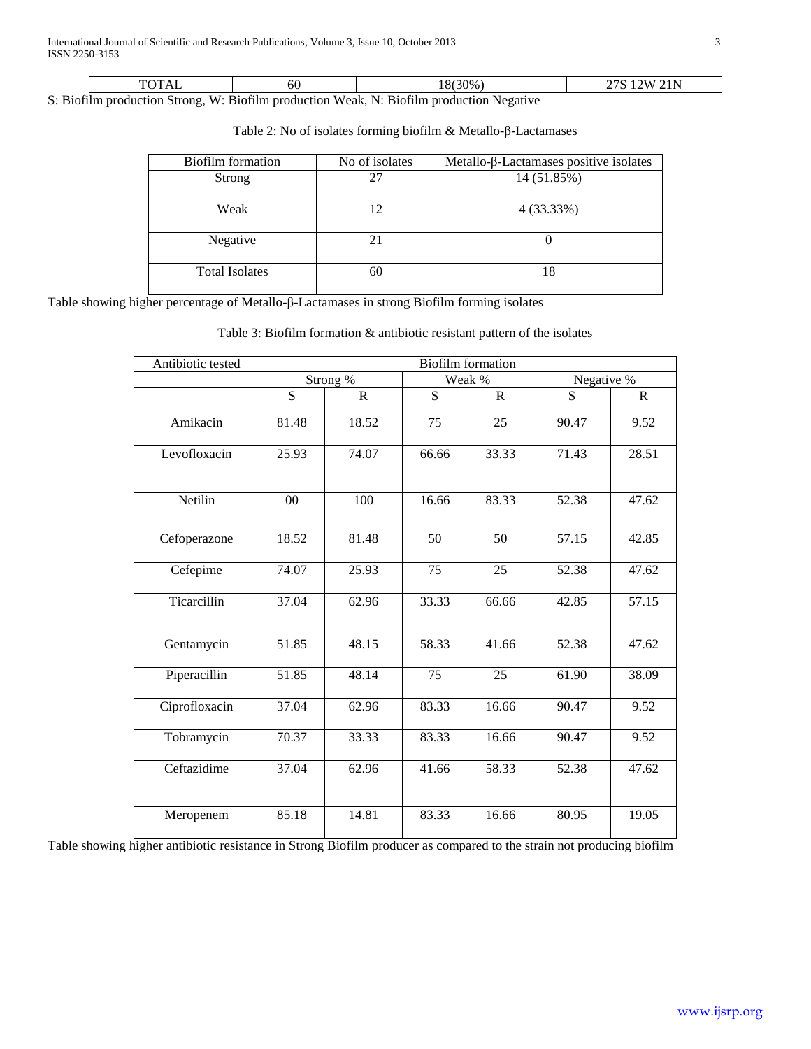| TOTAL | 60 | 18(30%) | 27S 12W 21N |
|---|---|---|---|

S: Biofilm production Strong, W: Biofilm production Weak, N: Biofilm production Negative

Table 2: No of isolates forming biofilm & Metallo-β-Lactamases

| Biofilm formation | No of isolates | Metallo-β-Lactamases positive isolates |
|---|---|---|
| Strong | 27 | 14 (51.85%) |
| Weak | 12 | 4 (33.33%) |
| Negative | 21 | 0 |
| Total Isolates | 60 | 18 |

Table showing higher percentage of Metallo-β-Lactamases in strong Biofilm forming isolates

Table 3: Biofilm formation & antibiotic resistant pattern of the isolates

| Antibiotic tested | Biofilm formation | | | | | |
|---|---|---|---|---|---|---|
| | Strong % | | Weak % | | Negative % | |
| | S | R | S | R | S | R |
| Amikacin | 81.48 | 18.52 | 75 | 25 | 90.47 | 9.52 |
| Levofloxacin | 25.93 | 74.07 | 66.66 | 33.33 | 71.43 | 28.51 |
| Netilin | 00 | 100 | 16.66 | 83.33 | 52.38 | 47.62 |
| Cefoperazone | 18.52 | 81.48 | 50 | 50 | 57.15 | 42.85 |
| Cefepime | 74.07 | 25.93 | 75 | 25 | 52.38 | 47.62 |
| Ticarcillin | 37.04 | 62.96 | 33.33 | 66.66 | 42.85 | 57.15 |
| Gentamycin | 51.85 | 48.15 | 58.33 | 41.66 | 52.38 | 47.62 |
| Piperacillin | 51.85 | 48.14 | 75 | 25 | 61.90 | 38.09 |
| Ciprofloxacin | 37.04 | 62.96 | 83.33 | 16.66 | 90.47 | 9.52 |
| Tobramycin | 70.37 | 33.33 | 83.33 | 16.66 | 90.47 | 9.52 |
| Ceftazidime | 37.04 | 62.96 | 41.66 | 58.33 | 52.38 | 47.62 |
| Meropenem | 85.18 | 14.81 | 83.33 | 16.66 | 80.95 | 19.05 |

Table showing higher antibiotic resistance in Strong Biofilm producer as compared to the strain not producing biofilm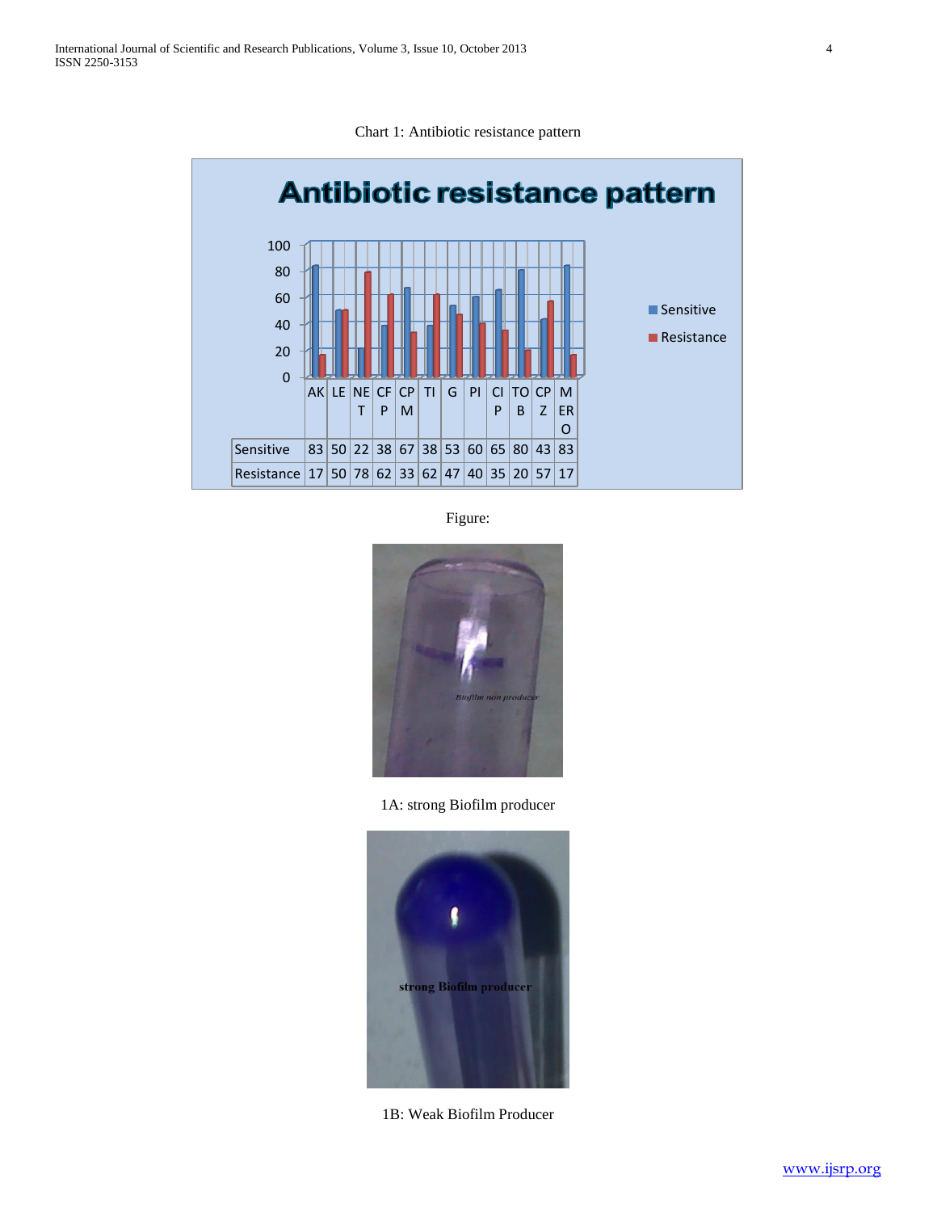Chart 1: Antibiotic resistance pattern

**Antibiotic resistance pattern**

| | AK | LE | NET | CFP | CPM | TI | G | PI | CIP | TOB | CPZ | MERO |
|---|---|---|---|---|---|---|---|---|---|---|---|---|
| Sensitive | 83 | 50 | 22 | 38 | 67 | 38 | 53 | 60 | 65 | 80 | 43 | 83 |
| Resistance | 17 | 50 | 78 | 62 | 33 | 62 | 47 | 40 | 35 | 20 | 57 | 17 |

Figure:

*Biofilm non producer*

1A: strong Biofilm producer

**strong Biofilm producer**

1B: Weak Biofilm Producer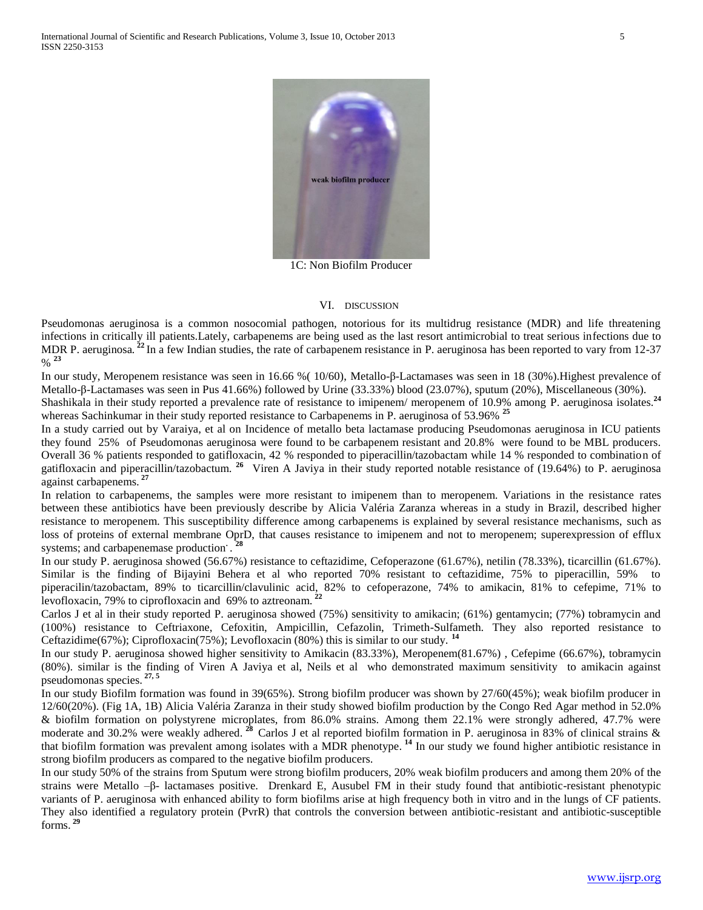1C: Non Biofilm Producer

## VI. DISCUSSION

Pseudomonas aeruginosa is a common nosocomial pathogen, notorious for its multidrug resistance (MDR) and life threatening infections in critically ill patients.Lately, carbapenems are being used as the last resort antimicrobial to treat serious infections due to MDR P. aeruginosa.[22] In a few Indian studies, the rate of carbapenem resistance in P. aeruginosa has been reported to vary from 12-37 %[23]

In our study, Meropenem resistance was seen in 16.66 %( 10/60), Metallo-β-Lactamases was seen in 18 (30%).Highest prevalence of Metallo-β-Lactamases was seen in Pus 41.66%) followed by Urine (33.33%) blood (23.07%), sputum (20%), Miscellaneous (30%).

Shashikala in their study reported a prevalence rate of resistance to imipenem/ meropenem of 10.9% among P. aeruginosa isolates.[24] whereas Sachinkumar in their study reported resistance to Carbapenems in P. aeruginosa of 53.96%[25]

In a study carried out by Varaiya, et al on Incidence of metallo beta lactamase producing Pseudomonas aeruginosa in ICU patients they found 25% of Pseudomonas aeruginosa were found to be carbapenem resistant and 20.8% were found to be MBL producers. Overall 36 % patients responded to gatifloxacin, 42 % responded to piperacillin/tazobactam while 14 % responded to combination of gatifloxacin and piperacillin/tazobactum.[26] Viren A Javiya in their study reported notable resistance of (19.64%) to P. aeruginosa against carbapenems.[27]

In relation to carbapenems, the samples were more resistant to imipenem than to meropenem. Variations in the resistance rates between these antibiotics have been previously describe by Alicia Valéria Zaranza whereas in a study in Brazil, described higher resistance to meropenem. This susceptibility difference among carbapenems is explained by several resistance mechanisms, such as loss of proteins of external membrane OprD, that causes resistance to imipenem and not to meropenem; superexpression of efflux systems; and carbapenemase production.[28]

In our study P. aeruginosa showed (56.67%) resistance to ceftazidime, Cefoperazone (61.67%), netilin (78.33%), ticarcillin (61.67%). Similar is the finding of Bijayini Behera et al who reported 70% resistant to ceftazidime, 75% to piperacillin, 59% to piperacilin/tazobactam, 89% to ticarcillin/clavulinic acid, 82% to cefoperazone, 74% to amikacin, 81% to cefepime, 71% to levofloxacin, 79% to ciprofloxacin and 69% to aztreonam.[22]

Carlos J et al in their study reported P. aeruginosa showed (75%) sensitivity to amikacin; (61%) gentamycin; (77%) tobramycin and (100%) resistance to Ceftriaxone, Cefoxitin, Ampicillin, Cefazolin, Trimeth-Sulfameth. They also reported resistance to Ceftazidime(67%); Ciprofloxacin(75%); Levofloxacin (80%) this is similar to our study.[14]

In our study P. aeruginosa showed higher sensitivity to Amikacin (83.33%), Meropenem(81.67%) , Cefepime (66.67%), tobramycin (80%). similar is the finding of Viren A Javiya et al, Neils et al who demonstrated maximum sensitivity to amikacin against pseudomonas species.[27, 5]

In our study Biofilm formation was found in 39(65%). Strong biofilm producer was shown by 27/60(45%); weak biofilm producer in 12/60(20%). (Fig 1A, 1B) Alicia Valéria Zaranza in their study showed biofilm production by the Congo Red Agar method in 52.0% & biofilm formation on polystyrene microplates, from 86.0% strains. Among them 22.1% were strongly adhered, 47.7% were moderate and 30.2% were weakly adhered.[28] Carlos J et al reported biofilm formation in P. aeruginosa in 83% of clinical strains & that biofilm formation was prevalent among isolates with a MDR phenotype.[14] In our study we found higher antibiotic resistance in strong biofilm producers as compared to the negative biofilm producers.

In our study 50% of the strains from Sputum were strong biofilm producers, 20% weak biofilm producers and among them 20% of the strains were Metallo –β- lactamases positive. Drenkard E, Ausubel FM in their study found that antibiotic-resistant phenotypic variants of P. aeruginosa with enhanced ability to form biofilms arise at high frequency both in vitro and in the lungs of CF patients. They also identified a regulatory protein (PvrR) that controls the conversion between antibiotic-resistant and antibiotic-susceptible forms.[29]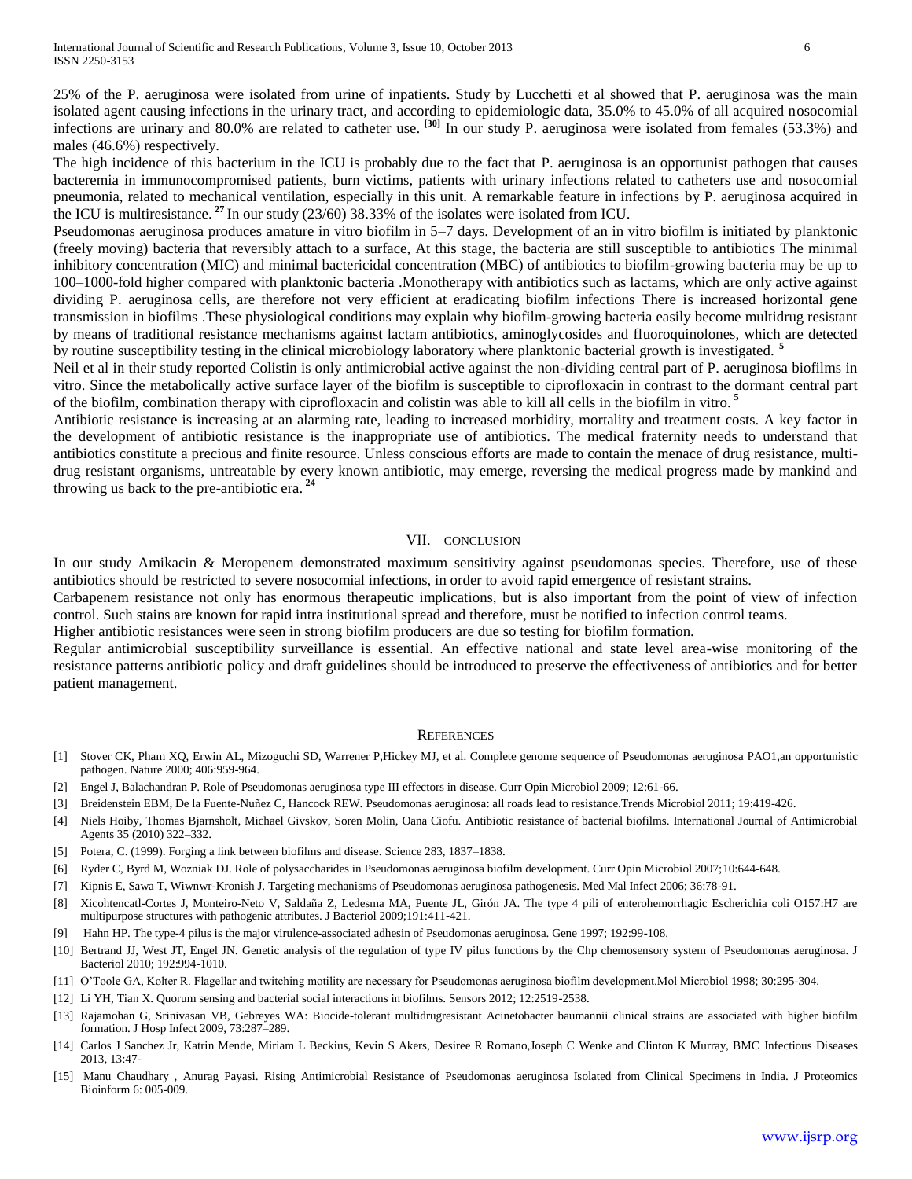25% of the P. aeruginosa were isolated from urine of inpatients. Study by Lucchetti et al showed that P. aeruginosa was the main isolated agent causing infections in the urinary tract, and according to epidemiologic data, 35.0% to 45.0% of all acquired nosocomial infections are urinary and 80.0% are related to catheter use. [30] In our study P. aeruginosa were isolated from females (53.3%) and males (46.6%) respectively.

The high incidence of this bacterium in the ICU is probably due to the fact that P. aeruginosa is an opportunist pathogen that causes bacteremia in immunocompromised patients, burn victims, patients with urinary infections related to catheters use and nosocomial pneumonia, related to mechanical ventilation, especially in this unit. A remarkable feature in infections by P. aeruginosa acquired in the ICU is multiresistance. [27] In our study (23/60) 38.33% of the isolates were isolated from ICU.

Pseudomonas aeruginosa produces amature in vitro biofilm in 5–7 days. Development of an in vitro biofilm is initiated by planktonic (freely moving) bacteria that reversibly attach to a surface, At this stage, the bacteria are still susceptible to antibiotics The minimal inhibitory concentration (MIC) and minimal bactericidal concentration (MBC) of antibiotics to biofilm-growing bacteria may be up to 100–1000-fold higher compared with planktonic bacteria .Monotherapy with antibiotics such as lactams, which are only active against dividing P. aeruginosa cells, are therefore not very efficient at eradicating biofilm infections There is increased horizontal gene transmission in biofilms .These physiological conditions may explain why biofilm-growing bacteria easily become multidrug resistant by means of traditional resistance mechanisms against lactam antibiotics, aminoglycosides and fluoroquinolones, which are detected by routine susceptibility testing in the clinical microbiology laboratory where planktonic bacterial growth is investigated. [5]

Neil et al in their study reported Colistin is only antimicrobial active against the non-dividing central part of P. aeruginosa biofilms in vitro. Since the metabolically active surface layer of the biofilm is susceptible to ciprofloxacin in contrast to the dormant central part of the biofilm, combination therapy with ciprofloxacin and colistin was able to kill all cells in the biofilm in vitro. [5]

Antibiotic resistance is increasing at an alarming rate, leading to increased morbidity, mortality and treatment costs. A key factor in the development of antibiotic resistance is the inappropriate use of antibiotics. The medical fraternity needs to understand that antibiotics constitute a precious and finite resource. Unless conscious efforts are made to contain the menace of drug resistance, multi-drug resistant organisms, untreatable by every known antibiotic, may emerge, reversing the medical progress made by mankind and throwing us back to the pre-antibiotic era. [24]

## VII. Conclusion

In our study Amikacin & Meropenem demonstrated maximum sensitivity against pseudomonas species. Therefore, use of these antibiotics should be restricted to severe nosocomial infections, in order to avoid rapid emergence of resistant strains.

Carbapenem resistance not only has enormous therapeutic implications, but is also important from the point of view of infection control. Such stains are known for rapid intra institutional spread and therefore, must be notified to infection control teams.

Higher antibiotic resistances were seen in strong biofilm producers are due so testing for biofilm formation.

Regular antimicrobial susceptibility surveillance is essential. An effective national and state level area-wise monitoring of the resistance patterns antibiotic policy and draft guidelines should be introduced to preserve the effectiveness of antibiotics and for better patient management.

## References

[1] Stover CK, Pham XQ, Erwin AL, Mizoguchi SD, Warrener P,Hickey MJ, et al. Complete genome sequence of Pseudomonas aeruginosa PAO1,an opportunistic pathogen. Nature 2000; 406:959-964.

[2] Engel J, Balachandran P. Role of Pseudomonas aeruginosa type III effectors in disease. Curr Opin Microbiol 2009; 12:61-66.

[3] Breidenstein EBM, De la Fuente-Nuñez C, Hancock REW. Pseudomonas aeruginosa: all roads lead to resistance.Trends Microbiol 2011; 19:419-426.

[4] Niels Hoiby, Thomas Bjarnsholt, Michael Givskov, Soren Molin, Oana Ciofu. Antibiotic resistance of bacterial biofilms. International Journal of Antimicrobial Agents 35 (2010) 322–332.

[5] Potera, C. (1999). Forging a link between biofilms and disease. Science 283, 1837–1838.

[6] Ryder C, Byrd M, Wozniak DJ. Role of polysaccharides in Pseudomonas aeruginosa biofilm development. Curr Opin Microbiol 2007;10:644-648.

[7] Kipnis E, Sawa T, Wiwnwr-Kronish J. Targeting mechanisms of Pseudomonas aeruginosa pathogenesis. Med Mal Infect 2006; 36:78-91.

[8] Xicohtencatl-Cortes J, Monteiro-Neto V, Saldaña Z, Ledesma MA, Puente JL, Girón JA. The type 4 pili of enterohemorrhagic Escherichia coli O157:H7 are multipurpose structures with pathogenic attributes. J Bacteriol 2009;191:411-421.

[9] Hahn HP. The type-4 pilus is the major virulence-associated adhesin of Pseudomonas aeruginosa. Gene 1997; 192:99-108.

[10] Bertrand JJ, West JT, Engel JN. Genetic analysis of the regulation of type IV pilus functions by the Chp chemosensory system of Pseudomonas aeruginosa. J Bacteriol 2010; 192:994-1010.

[11] O'Toole GA, Kolter R. Flagellar and twitching motility are necessary for Pseudomonas aeruginosa biofilm development.Mol Microbiol 1998; 30:295-304.

[12] Li YH, Tian X. Quorum sensing and bacterial social interactions in biofilms. Sensors 2012; 12:2519-2538.

[13] Rajamohan G, Srinivasan VB, Gebreyes WA: Biocide-tolerant multidrugresistant Acinetobacter baumannii clinical strains are associated with higher biofilm formation. J Hosp Infect 2009, 73:287–289.

[14] Carlos J Sanchez Jr, Katrin Mende, Miriam L Beckius, Kevin S Akers, Desiree R Romano,Joseph C Wenke and Clinton K Murray, BMC Infectious Diseases 2013, 13:47-

[15] Manu Chaudhary , Anurag Payasi. Rising Antimicrobial Resistance of Pseudomonas aeruginosa Isolated from Clinical Specimens in India. J Proteomics Bioinform 6: 005-009.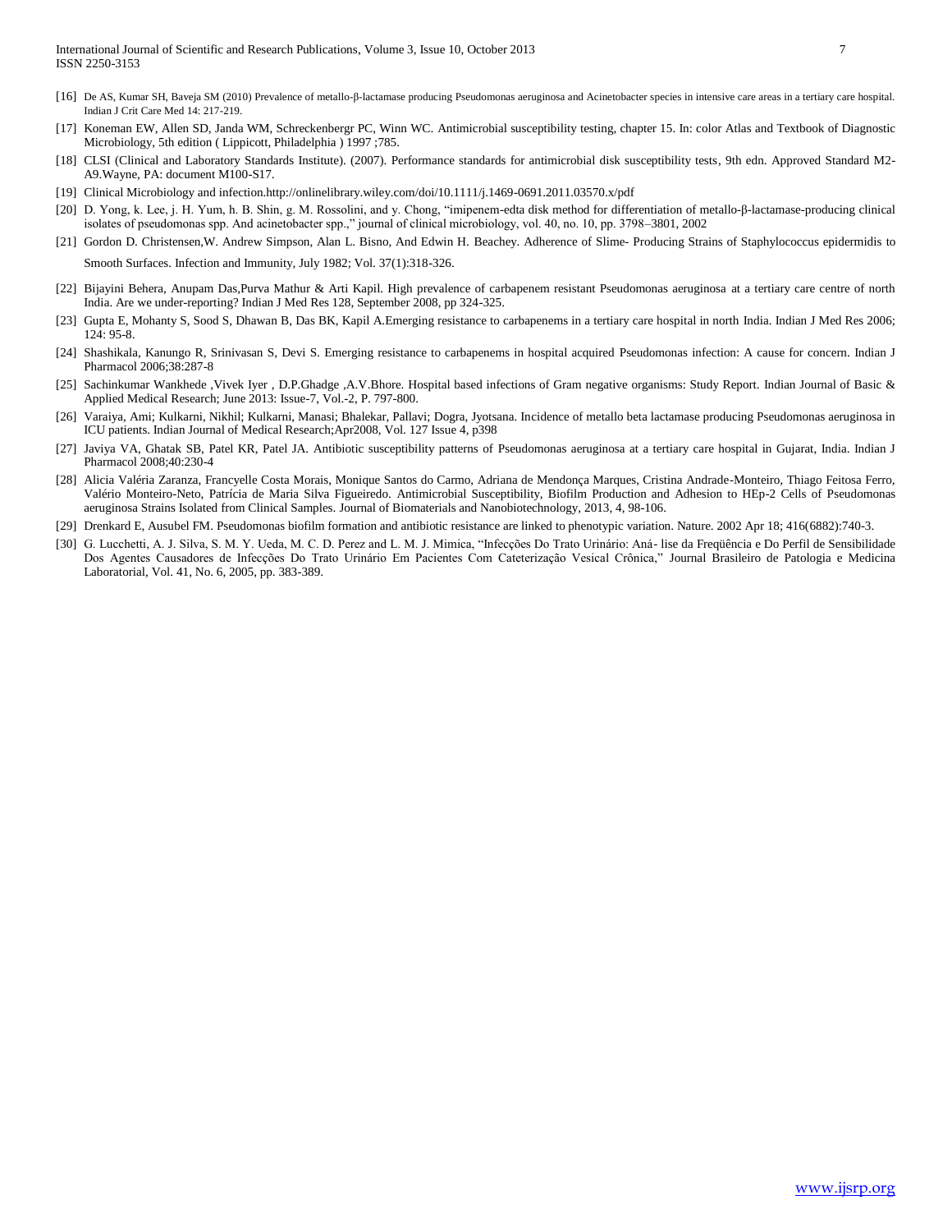[16] De AS, Kumar SH, Baveja SM (2010) Prevalence of metallo-β-lactamase producing Pseudomonas aeruginosa and Acinetobacter species in intensive care areas in a tertiary care hospital. Indian J Crit Care Med 14: 217-219.

[17] Koneman EW, Allen SD, Janda WM, Schreckenbergr PC, Winn WC. Antimicrobial susceptibility testing, chapter 15. In: color Atlas and Textbook of Diagnostic Microbiology, 5th edition ( Lippicott, Philadelphia ) 1997 ;785.

[18] CLSI (Clinical and Laboratory Standards Institute). (2007). Performance standards for antimicrobial disk susceptibility tests, 9th edn. Approved Standard M2-A9.Wayne, PA: document M100-S17.

[19] Clinical Microbiology and infection.http://onlinelibrary.wiley.com/doi/10.1111/j.1469-0691.2011.03570.x/pdf

[20] D. Yong, k. Lee, j. H. Yum, h. B. Shin, g. M. Rossolini, and y. Chong, "imipenem-edta disk method for differentiation of metallo-β-lactamase-producing clinical isolates of pseudomonas spp. And acinetobacter spp.," journal of clinical microbiology, vol. 40, no. 10, pp. 3798–3801, 2002

[21] Gordon D. Christensen,W. Andrew Simpson, Alan L. Bisno, And Edwin H. Beachey. Adherence of Slime- Producing Strains of Staphylococcus epidermidis to Smooth Surfaces. Infection and Immunity, July 1982; Vol. 37(1):318-326.

[22] Bijayini Behera, Anupam Das,Purva Mathur & Arti Kapil. High prevalence of carbapenem resistant Pseudomonas aeruginosa at a tertiary care centre of north India. Are we under-reporting? Indian J Med Res 128, September 2008, pp 324-325.

[23] Gupta E, Mohanty S, Sood S, Dhawan B, Das BK, Kapil A.Emerging resistance to carbapenems in a tertiary care hospital in north India. Indian J Med Res 2006; 124: 95-8.

[24] Shashikala, Kanungo R, Srinivasan S, Devi S. Emerging resistance to carbapenems in hospital acquired Pseudomonas infection: A cause for concern. Indian J Pharmacol 2006;38:287-8

[25] Sachinkumar Wankhede ,Vivek Iyer , D.P.Ghadge ,A.V.Bhore. Hospital based infections of Gram negative organisms: Study Report. Indian Journal of Basic & Applied Medical Research; June 2013: Issue-7, Vol.-2, P. 797-800.

[26] Varaiya, Ami; Kulkarni, Nikhil; Kulkarni, Manasi; Bhalekar, Pallavi; Dogra, Jyotsana. Incidence of metallo beta lactamase producing Pseudomonas aeruginosa in ICU patients. Indian Journal of Medical Research;Apr2008, Vol. 127 Issue 4, p398

[27] Javiya VA, Ghatak SB, Patel KR, Patel JA. Antibiotic susceptibility patterns of Pseudomonas aeruginosa at a tertiary care hospital in Gujarat, India. Indian J Pharmacol 2008;40:230-4

[28] Alicia Valéria Zaranza, Francyelle Costa Morais, Monique Santos do Carmo, Adriana de Mendonça Marques, Cristina Andrade-Monteiro, Thiago Feitosa Ferro, Valério Monteiro-Neto, Patrícia de Maria Silva Figueiredo. Antimicrobial Susceptibility, Biofilm Production and Adhesion to HEp-2 Cells of Pseudomonas aeruginosa Strains Isolated from Clinical Samples. Journal of Biomaterials and Nanobiotechnology, 2013, 4, 98-106.

[29] Drenkard E, Ausubel FM. Pseudomonas biofilm formation and antibiotic resistance are linked to phenotypic variation. Nature. 2002 Apr 18; 416(6882):740-3.

[30] G. Lucchetti, A. J. Silva, S. M. Y. Ueda, M. C. D. Perez and L. M. J. Mimica, "Infecções Do Trato Urinário: Aná- lise da Freqüência e Do Perfil de Sensibilidade Dos Agentes Causadores de Infecções Do Trato Urinário Em Pacientes Com Cateterização Vesical Crônica," Journal Brasileiro de Patologia e Medicina Laboratorial, Vol. 41, No. 6, 2005, pp. 383-389.